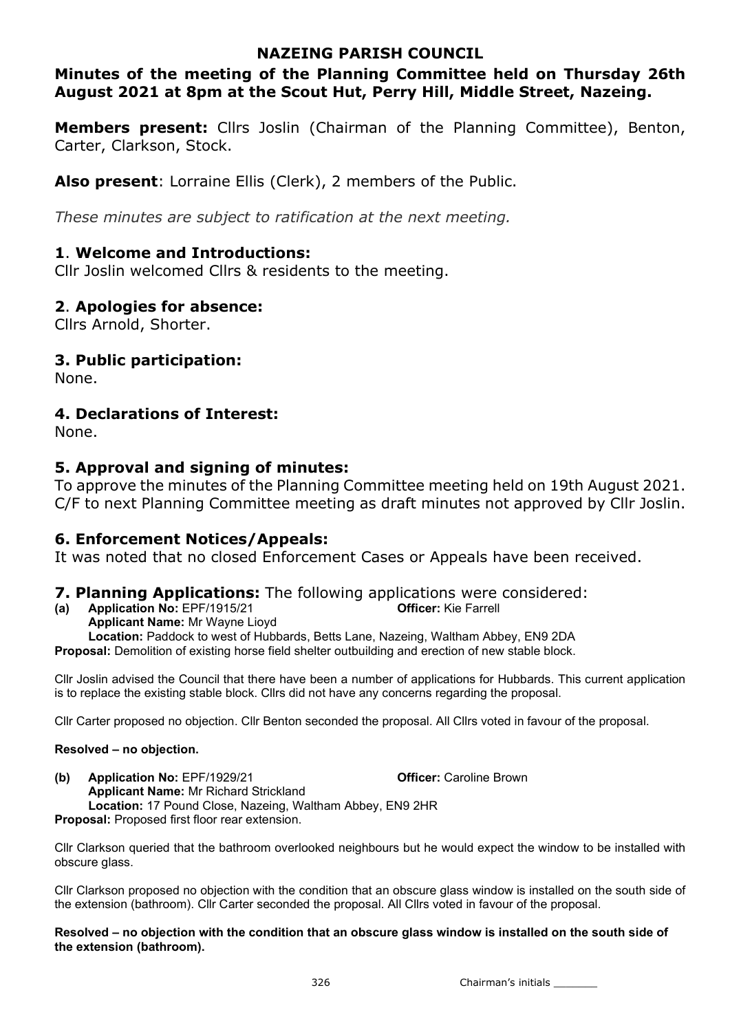# NAZEING PARISH COUNCIL

## Minutes of the meeting of the Planning Committee held on Thursday 26th August 2021 at 8pm at the Scout Hut, Perry Hill, Middle Street, Nazeing.

**Members present:** Cllrs Joslin (Chairman of the Planning Committee), Benton, Carter, Clarkson, Stock.

**Also present**: Lorraine Ellis (Clerk), 2 members of the Public.

*These minutes are subject to ratification at the next meeting.*

### 1. Welcome and Introductions:

Cllr Joslin welcomed Cllrs & residents to the meeting.

### 2. Apologies for absence:

Cllrs Arnold, Shorter.

### 3. Public participation:

None.

### 4. Declarations of Interest:

None.

### 5. Approval and signing of minutes:

To approve the minutes of the Planning Committee meeting held on 19th August 2021. C/F to next Planning Committee meeting as draft minutes not approved by Cllr Joslin.

### 6. Enforcement Notices/Appeals:

It was noted that no closed Enforcement Cases or Appeals have been received.

### 7. Planning Applications: The following applications were considered:

**(a) Application No:** EPF/1915/21 **Officer:** Kie Farrell
**Applicant Name:** Mr Wayne Lloyd
**Location:** Paddock to west of Hubbards, Betts Lane, Nazeing, Waltham Abbey, EN9 2DA
**Proposal:** Demolition of existing horse field shelter outbuilding and erection of new stable block.

Cllr Joslin advised the Council that there have been a number of applications for Hubbards. This current application is to replace the existing stable block. Cllrs did not have any concerns regarding the proposal.

Cllr Carter proposed no objection. Cllr Benton seconded the proposal. All Cllrs voted in favour of the proposal.

**Resolved – no objection.**

**(b) Application No:** EPF/1929/21 **Officer:** Caroline Brown
**Applicant Name:** Mr Richard Strickland
**Location:** 17 Pound Close, Nazeing, Waltham Abbey, EN9 2HR
**Proposal:** Proposed first floor rear extension.

Cllr Clarkson queried that the bathroom overlooked neighbours but he would expect the window to be installed with obscure glass.

Cllr Clarkson proposed no objection with the condition that an obscure glass window is installed on the south side of the extension (bathroom). Cllr Carter seconded the proposal. All Cllrs voted in favour of the proposal.

**Resolved – no objection with the condition that an obscure glass window is installed on the south side of the extension (bathroom).**

Chairman's initials _______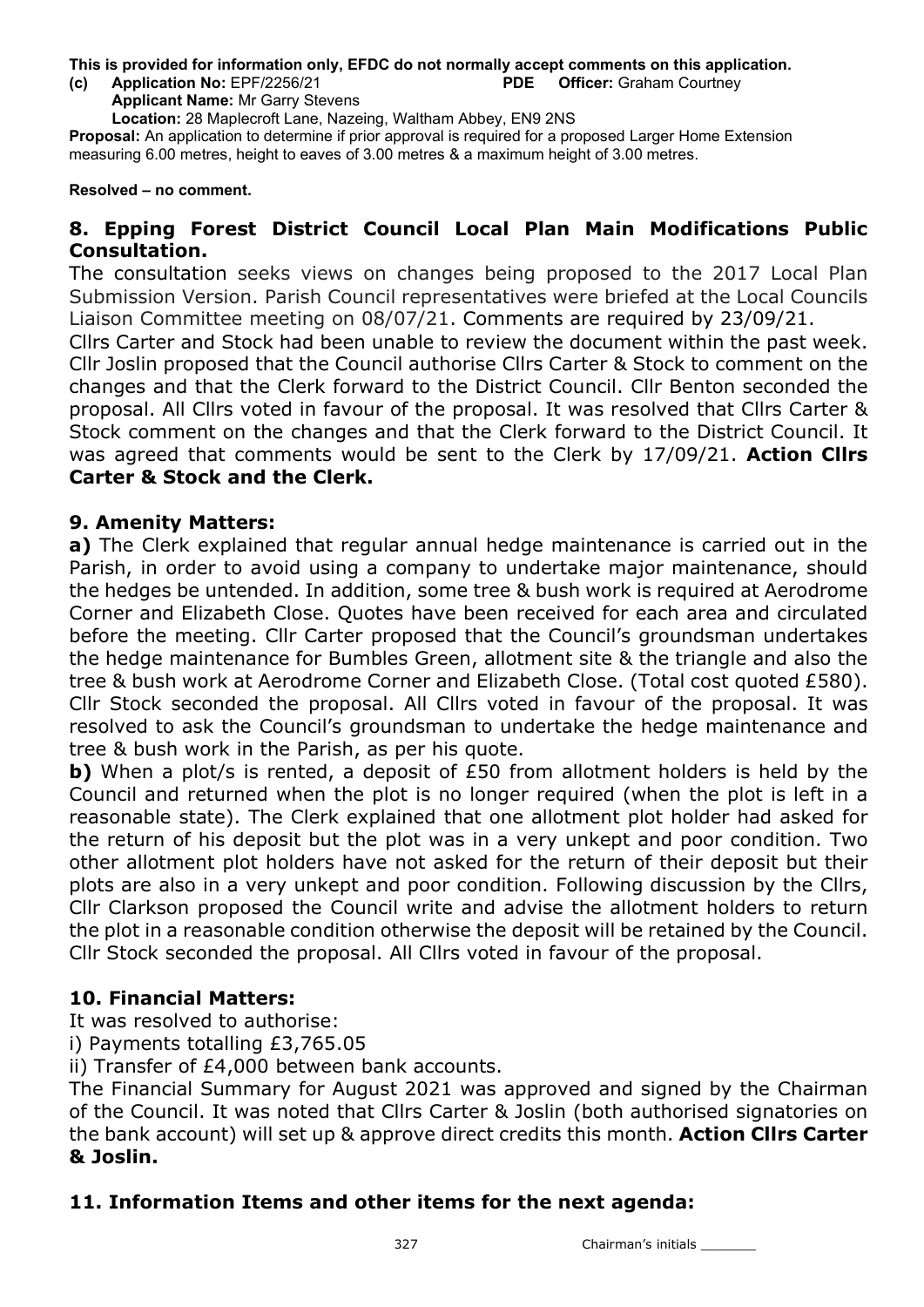**This is provided for information only, EFDC do not normally accept comments on this application.**

**(c) Application No:** EPF/2256/21 **PDE Officer:** Graham Courtney
**Applicant Name:** Mr Garry Stevens
**Location:** 28 Maplecroft Lane, Nazeing, Waltham Abbey, EN9 2NS
**Proposal:** An application to determine if prior approval is required for a proposed Larger Home Extension measuring 6.00 metres, height to eaves of 3.00 metres & a maximum height of 3.00 metres.

**Resolved – no comment.**

## 8. Epping Forest District Council Local Plan Main Modifications Public Consultation.

The consultation seeks views on changes being proposed to the 2017 Local Plan Submission Version. Parish Council representatives were briefed at the Local Councils Liaison Committee meeting on 08/07/21. Comments are required by 23/09/21.

Cllrs Carter and Stock had been unable to review the document within the past week. Cllr Joslin proposed that the Council authorise Cllrs Carter & Stock to comment on the changes and that the Clerk forward to the District Council. Cllr Benton seconded the proposal. All Cllrs voted in favour of the proposal. It was resolved that Cllrs Carter & Stock comment on the changes and that the Clerk forward to the District Council. It was agreed that comments would be sent to the Clerk by 17/09/21. **Action Cllrs Carter & Stock and the Clerk.**

## 9. Amenity Matters:

**a)** The Clerk explained that regular annual hedge maintenance is carried out in the Parish, in order to avoid using a company to undertake major maintenance, should the hedges be untended. In addition, some tree & bush work is required at Aerodrome Corner and Elizabeth Close. Quotes have been received for each area and circulated before the meeting. Cllr Carter proposed that the Council's groundsman undertakes the hedge maintenance for Bumbles Green, allotment site & the triangle and also the tree & bush work at Aerodrome Corner and Elizabeth Close. (Total cost quoted £580). Cllr Stock seconded the proposal. All Cllrs voted in favour of the proposal. It was resolved to ask the Council's groundsman to undertake the hedge maintenance and tree & bush work in the Parish, as per his quote.

**b)** When a plot/s is rented, a deposit of £50 from allotment holders is held by the Council and returned when the plot is no longer required (when the plot is left in a reasonable state). The Clerk explained that one allotment plot holder had asked for the return of his deposit but the plot was in a very unkept and poor condition. Two other allotment plot holders have not asked for the return of their deposit but their plots are also in a very unkept and poor condition. Following discussion by the Cllrs, Cllr Clarkson proposed the Council write and advise the allotment holders to return the plot in a reasonable condition otherwise the deposit will be retained by the Council. Cllr Stock seconded the proposal. All Cllrs voted in favour of the proposal.

## 10. Financial Matters:

It was resolved to authorise:

i) Payments totalling £3,765.05

ii) Transfer of £4,000 between bank accounts.

The Financial Summary for August 2021 was approved and signed by the Chairman of the Council. It was noted that Cllrs Carter & Joslin (both authorised signatories on the bank account) will set up & approve direct credits this month. **Action Cllrs Carter & Joslin.**

## 11. Information Items and other items for the next agenda:

Chairman's initials _______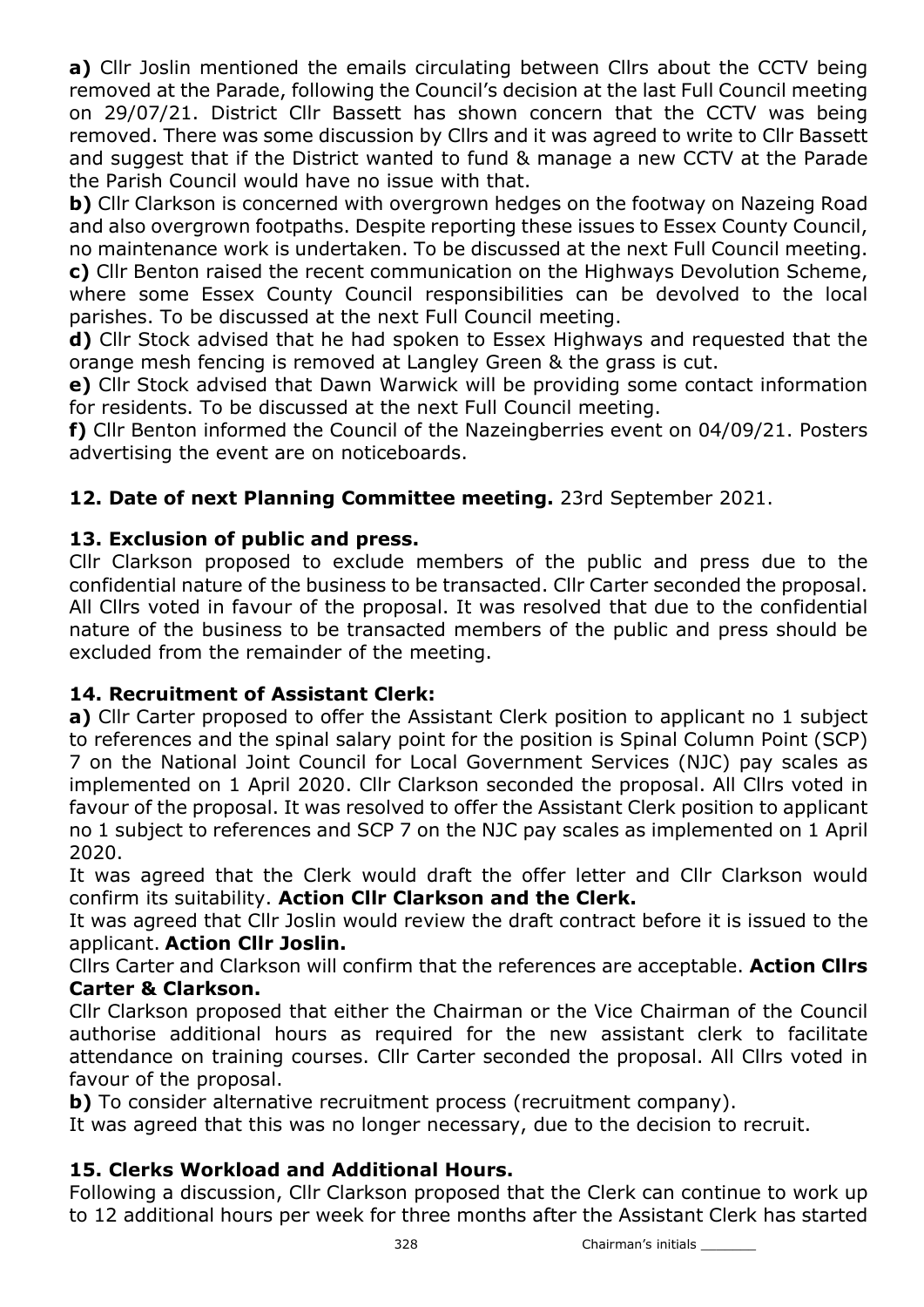**a)** Cllr Joslin mentioned the emails circulating between Cllrs about the CCTV being removed at the Parade, following the Council's decision at the last Full Council meeting on 29/07/21. District Cllr Bassett has shown concern that the CCTV was being removed. There was some discussion by Cllrs and it was agreed to write to Cllr Bassett and suggest that if the District wanted to fund & manage a new CCTV at the Parade the Parish Council would have no issue with that.

**b)** Cllr Clarkson is concerned with overgrown hedges on the footway on Nazeing Road and also overgrown footpaths. Despite reporting these issues to Essex County Council, no maintenance work is undertaken. To be discussed at the next Full Council meeting.

**c)** Cllr Benton raised the recent communication on the Highways Devolution Scheme, where some Essex County Council responsibilities can be devolved to the local parishes. To be discussed at the next Full Council meeting.

**d)** Cllr Stock advised that he had spoken to Essex Highways and requested that the orange mesh fencing is removed at Langley Green & the grass is cut.

**e)** Cllr Stock advised that Dawn Warwick will be providing some contact information for residents. To be discussed at the next Full Council meeting.

**f)** Cllr Benton informed the Council of the Nazeingberries event on 04/09/21. Posters advertising the event are on noticeboards.

## 12. Date of next Planning Committee meeting. 
23rd September 2021.

## 13. Exclusion of public and press.

Cllr Clarkson proposed to exclude members of the public and press due to the confidential nature of the business to be transacted. Cllr Carter seconded the proposal. All Cllrs voted in favour of the proposal. It was resolved that due to the confidential nature of the business to be transacted members of the public and press should be excluded from the remainder of the meeting.

## 14. Recruitment of Assistant Clerk:

**a)** Cllr Carter proposed to offer the Assistant Clerk position to applicant no 1 subject to references and the spinal salary point for the position is Spinal Column Point (SCP) 7 on the National Joint Council for Local Government Services (NJC) pay scales as implemented on 1 April 2020. Cllr Clarkson seconded the proposal. All Cllrs voted in favour of the proposal. It was resolved to offer the Assistant Clerk position to applicant no 1 subject to references and SCP 7 on the NJC pay scales as implemented on 1 April 2020.

It was agreed that the Clerk would draft the offer letter and Cllr Clarkson would confirm its suitability. **Action Cllr Clarkson and the Clerk.**

It was agreed that Cllr Joslin would review the draft contract before it is issued to the applicant. **Action Cllr Joslin.**

Cllrs Carter and Clarkson will confirm that the references are acceptable. **Action Cllrs Carter & Clarkson.**

Cllr Clarkson proposed that either the Chairman or the Vice Chairman of the Council authorise additional hours as required for the new assistant clerk to facilitate attendance on training courses. Cllr Carter seconded the proposal. All Cllrs voted in favour of the proposal.

**b)** To consider alternative recruitment process (recruitment company).

It was agreed that this was no longer necessary, due to the decision to recruit.

## 15. Clerks Workload and Additional Hours.

Following a discussion, Cllr Clarkson proposed that the Clerk can continue to work up to 12 additional hours per week for three months after the Assistant Clerk has started

Chairman's initials _______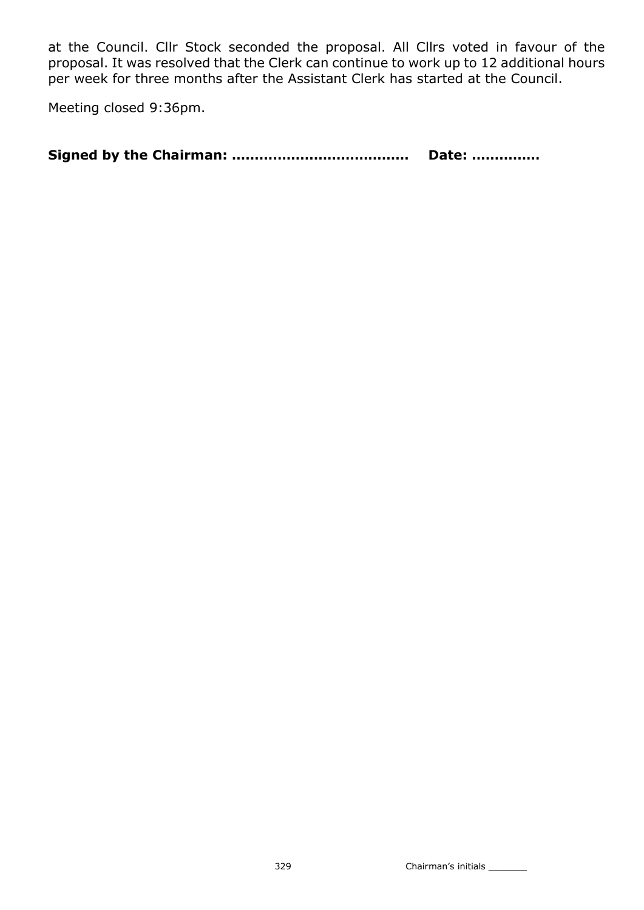at the Council. Cllr Stock seconded the proposal. All Cllrs voted in favour of the proposal. It was resolved that the Clerk can continue to work up to 12 additional hours per week for three months after the Assistant Clerk has started at the Council.

Meeting closed 9:36pm.

**Signed by the Chairman: ……………………………… Date: ……………**

Chairman's initials _______